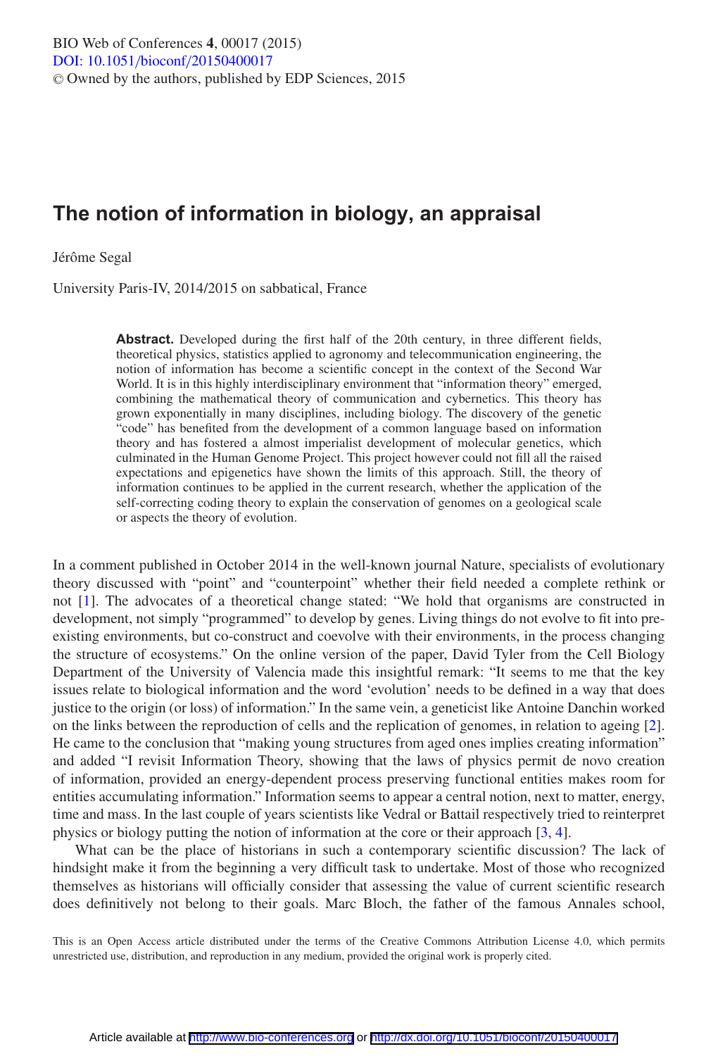# The notion of information in biology, an appraisal

Jérôme Segal

University Paris-IV, 2014/2015 on sabbatical, France

**Abstract.** Developed during the first half of the 20th century, in three different fields, theoretical physics, statistics applied to agronomy and telecommunication engineering, the notion of information has become a scientific concept in the context of the Second War World. It is in this highly interdisciplinary environment that "information theory" emerged, combining the mathematical theory of communication and cybernetics. This theory has grown exponentially in many disciplines, including biology. The discovery of the genetic "code" has benefited from the development of a common language based on information theory and has fostered a almost imperialist development of molecular genetics, which culminated in the Human Genome Project. This project however could not fill all the raised expectations and epigenetics have shown the limits of this approach. Still, the theory of information continues to be applied in the current research, whether the application of the self-correcting coding theory to explain the conservation of genomes on a geological scale or aspects the theory of evolution.

In a comment published in October 2014 in the well-known journal Nature, specialists of evolutionary theory discussed with "point" and "counterpoint" whether their field needed a complete rethink or not [1]. The advocates of a theoretical change stated: "We hold that organisms are constructed in development, not simply "programmed" to develop by genes. Living things do not evolve to fit into pre-existing environments, but co-construct and coevolve with their environments, in the process changing the structure of ecosystems." On the online version of the paper, David Tyler from the Cell Biology Department of the University of Valencia made this insightful remark: "It seems to me that the key issues relate to biological information and the word 'evolution' needs to be defined in a way that does justice to the origin (or loss) of information." In the same vein, a geneticist like Antoine Danchin worked on the links between the reproduction of cells and the replication of genomes, in relation to ageing [2]. He came to the conclusion that "making young structures from aged ones implies creating information" and added "I revisit Information Theory, showing that the laws of physics permit de novo creation of information, provided an energy-dependent process preserving functional entities makes room for entities accumulating information." Information seems to appear a central notion, next to matter, energy, time and mass. In the last couple of years scientists like Vedral or Battail respectively tried to reinterpret physics or biology putting the notion of information at the core or their approach [3, 4].

What can be the place of historians in such a contemporary scientific discussion? The lack of hindsight make it from the beginning a very difficult task to undertake. Most of those who recognized themselves as historians will officially consider that assessing the value of current scientific research does definitively not belong to their goals. Marc Bloch, the father of the famous Annales school,

This is an Open Access article distributed under the terms of the Creative Commons Attribution License 4.0, which permits unrestricted use, distribution, and reproduction in any medium, provided the original work is properly cited.

Article available at http://www.bio-conferences.org or http://dx.doi.org/10.1051/bioconf/20150400017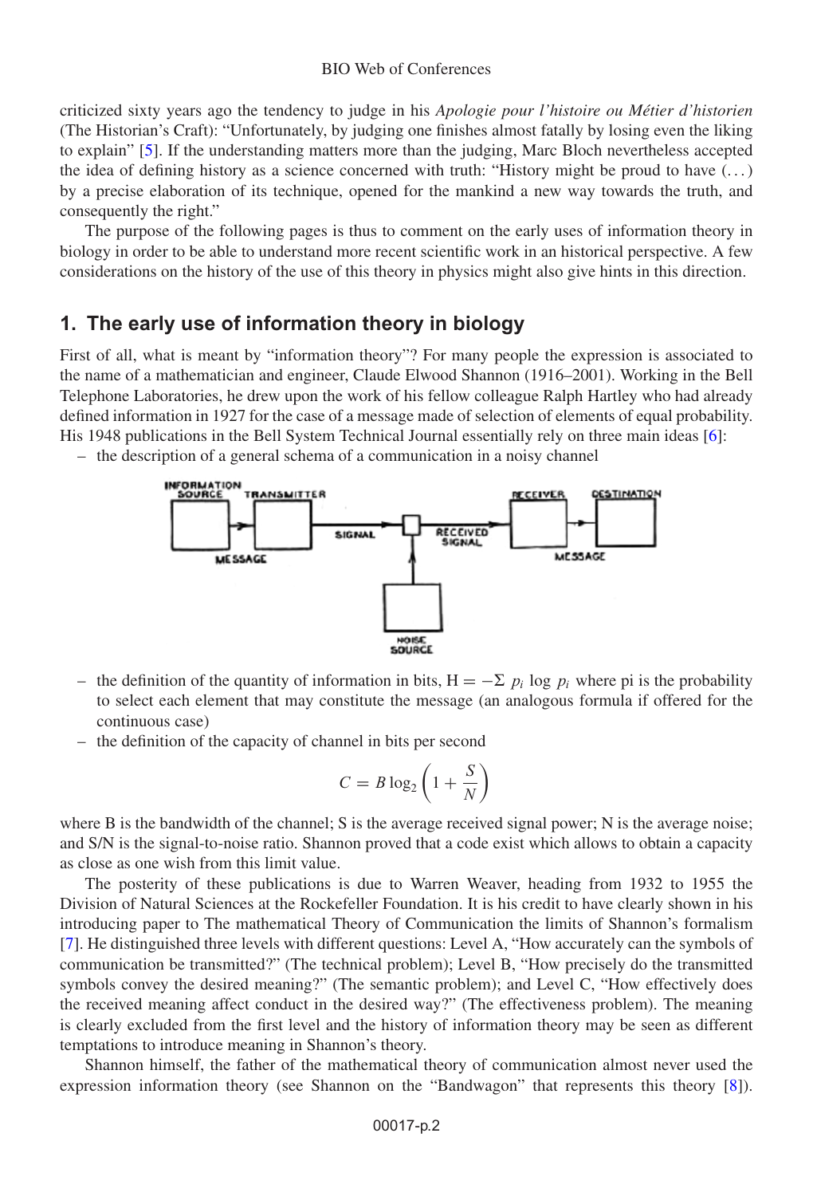criticized sixty years ago the tendency to judge in his *Apologie pour l'histoire ou Métier d'historien* (The Historian's Craft): "Unfortunately, by judging one finishes almost fatally by losing even the liking to explain" [5]. If the understanding matters more than the judging, Marc Bloch nevertheless accepted the idea of defining history as a science concerned with truth: "History might be proud to have (...) by a precise elaboration of its technique, opened for the mankind a new way towards the truth, and consequently the right."

The purpose of the following pages is thus to comment on the early uses of information theory in biology in order to be able to understand more recent scientific work in an historical perspective. A few considerations on the history of the use of this theory in physics might also give hints in this direction.

## 1. The early use of information theory in biology

First of all, what is meant by "information theory"? For many people the expression is associated to the name of a mathematician and engineer, Claude Elwood Shannon (1916–2001). Working in the Bell Telephone Laboratories, he drew upon the work of his fellow colleague Ralph Hartley who had already defined information in 1927 for the case of a message made of selection of elements of equal probability. His 1948 publications in the Bell System Technical Journal essentially rely on three main ideas [6]:

- the description of a general schema of a communication in a noisy channel

INFORMATION SOURCE — TRANSMITTER — SIGNAL — RECEIVED SIGNAL — RECEIVER — DESTINATION; MESSAGE; MESSAGE; NOISE SOURCE

- the definition of the quantity of information in bits, $H = -\Sigma\ p_i \log p_i$ where pi is the probability to select each element that may constitute the message (an analogous formula if offered for the continuous case)
- the definition of the capacity of channel in bits per second

$$C = B \log_2 \left(1 + \frac{S}{N}\right)$$

where B is the bandwidth of the channel; S is the average received signal power; N is the average noise; and S/N is the signal-to-noise ratio. Shannon proved that a code exist which allows to obtain a capacity as close as one wish from this limit value.

The posterity of these publications is due to Warren Weaver, heading from 1932 to 1955 the Division of Natural Sciences at the Rockefeller Foundation. It is his credit to have clearly shown in his introducing paper to The mathematical Theory of Communication the limits of Shannon's formalism [7]. He distinguished three levels with different questions: Level A, "How accurately can the symbols of communication be transmitted?" (The technical problem); Level B, "How precisely do the transmitted symbols convey the desired meaning?" (The semantic problem); and Level C, "How effectively does the received meaning affect conduct in the desired way?" (The effectiveness problem). The meaning is clearly excluded from the first level and the history of information theory may be seen as different temptations to introduce meaning in Shannon's theory.

Shannon himself, the father of the mathematical theory of communication almost never used the expression information theory (see Shannon on the "Bandwagon" that represents this theory [8]).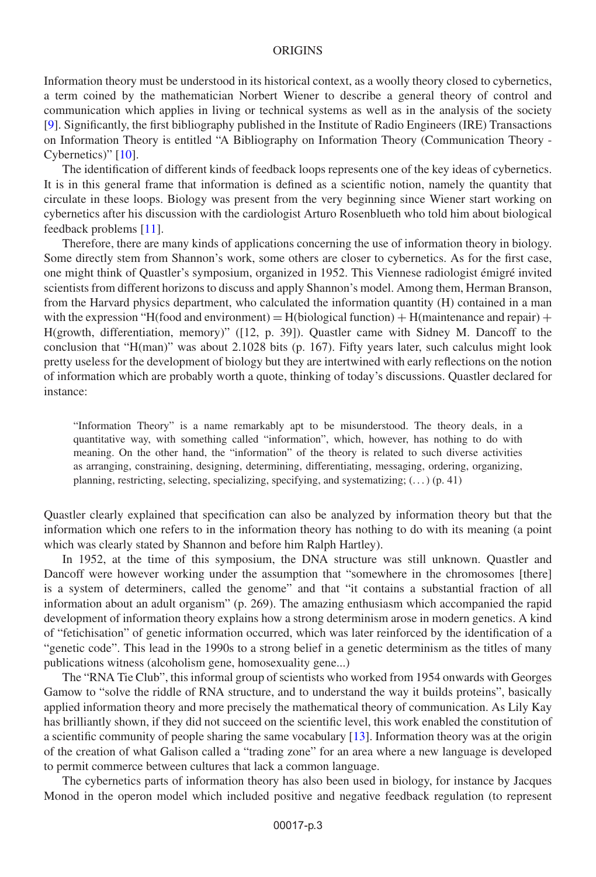Information theory must be understood in its historical context, as a woolly theory closed to cybernetics, a term coined by the mathematician Norbert Wiener to describe a general theory of control and communication which applies in living or technical systems as well as in the analysis of the society [9]. Significantly, the first bibliography published in the Institute of Radio Engineers (IRE) Transactions on Information Theory is entitled "A Bibliography on Information Theory (Communication Theory - Cybernetics)" [10].

The identification of different kinds of feedback loops represents one of the key ideas of cybernetics. It is in this general frame that information is defined as a scientific notion, namely the quantity that circulate in these loops. Biology was present from the very beginning since Wiener start working on cybernetics after his discussion with the cardiologist Arturo Rosenblueth who told him about biological feedback problems [11].

Therefore, there are many kinds of applications concerning the use of information theory in biology. Some directly stem from Shannon's work, some others are closer to cybernetics. As for the first case, one might think of Quastler's symposium, organized in 1952. This Viennese radiologist émigré invited scientists from different horizons to discuss and apply Shannon's model. Among them, Herman Branson, from the Harvard physics department, who calculated the information quantity (H) contained in a man with the expression "H(food and environment) = H(biological function) + H(maintenance and repair) + H(growth, differentiation, memory)" ([12, p. 39]). Quastler came with Sidney M. Dancoff to the conclusion that "H(man)" was about 2.1028 bits (p. 167). Fifty years later, such calculus might look pretty useless for the development of biology but they are intertwined with early reflections on the notion of information which are probably worth a quote, thinking of today's discussions. Quastler declared for instance:

> "Information Theory" is a name remarkably apt to be misunderstood. The theory deals, in a quantitative way, with something called "information", which, however, has nothing to do with meaning. On the other hand, the "information" of the theory is related to such diverse activities as arranging, constraining, designing, determining, differentiating, messaging, ordering, organizing, planning, restricting, selecting, specializing, specifying, and systematizing; (...) (p. 41)

Quastler clearly explained that specification can also be analyzed by information theory but that the information which one refers to in the information theory has nothing to do with its meaning (a point which was clearly stated by Shannon and before him Ralph Hartley).

In 1952, at the time of this symposium, the DNA structure was still unknown. Quastler and Dancoff were however working under the assumption that "somewhere in the chromosomes [there] is a system of determiners, called the genome" and that "it contains a substantial fraction of all information about an adult organism" (p. 269). The amazing enthusiasm which accompanied the rapid development of information theory explains how a strong determinism arose in modern genetics. A kind of "fetichisation" of genetic information occurred, which was later reinforced by the identification of a "genetic code". This lead in the 1990s to a strong belief in a genetic determinism as the titles of many publications witness (alcoholism gene, homosexuality gene...)

The "RNA Tie Club", this informal group of scientists who worked from 1954 onwards with Georges Gamow to "solve the riddle of RNA structure, and to understand the way it builds proteins", basically applied information theory and more precisely the mathematical theory of communication. As Lily Kay has brilliantly shown, if they did not succeed on the scientific level, this work enabled the constitution of a scientific community of people sharing the same vocabulary [13]. Information theory was at the origin of the creation of what Galison called a "trading zone" for an area where a new language is developed to permit commerce between cultures that lack a common language.

The cybernetics parts of information theory has also been used in biology, for instance by Jacques Monod in the operon model which included positive and negative feedback regulation (to represent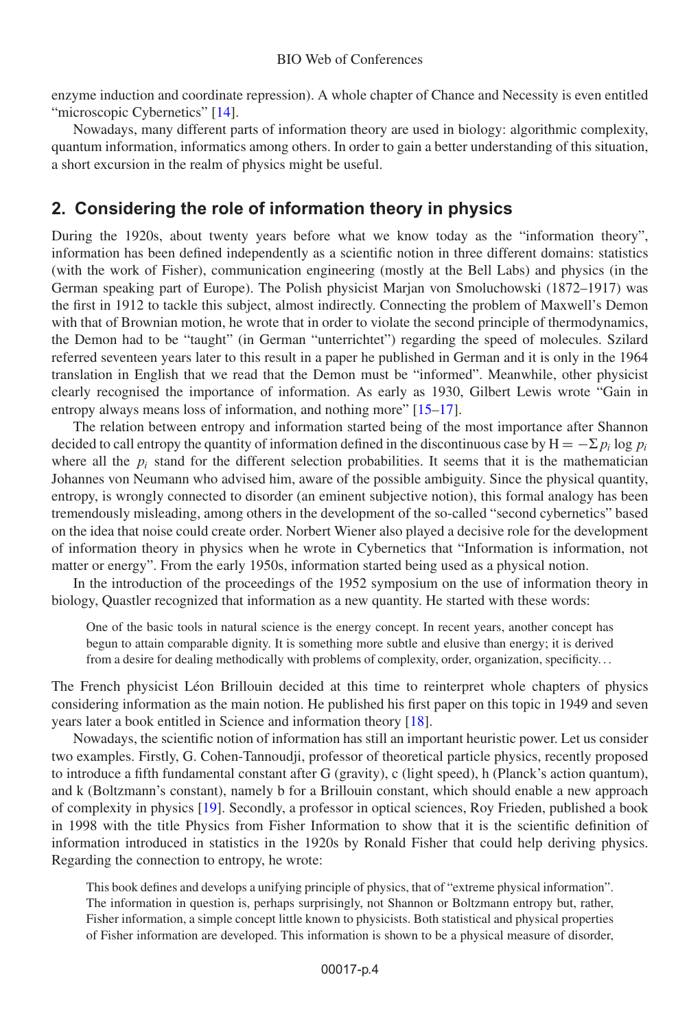enzyme induction and coordinate repression). A whole chapter of Chance and Necessity is even entitled "microscopic Cybernetics" [14].

Nowadays, many different parts of information theory are used in biology: algorithmic complexity, quantum information, informatics among others. In order to gain a better understanding of this situation, a short excursion in the realm of physics might be useful.

## 2. Considering the role of information theory in physics

During the 1920s, about twenty years before what we know today as the "information theory", information has been defined independently as a scientific notion in three different domains: statistics (with the work of Fisher), communication engineering (mostly at the Bell Labs) and physics (in the German speaking part of Europe). The Polish physicist Marjan von Smoluchowski (1872–1917) was the first in 1912 to tackle this subject, almost indirectly. Connecting the problem of Maxwell's Demon with that of Brownian motion, he wrote that in order to violate the second principle of thermodynamics, the Demon had to be "taught" (in German "unterrichtet") regarding the speed of molecules. Szilard referred seventeen years later to this result in a paper he published in German and it is only in the 1964 translation in English that we read that the Demon must be "informed". Meanwhile, other physicist clearly recognised the importance of information. As early as 1930, Gilbert Lewis wrote "Gain in entropy always means loss of information, and nothing more" [15–17].

The relation between entropy and information started being of the most importance after Shannon decided to call entropy the quantity of information defined in the discontinuous case by $\mathrm{H} = -\Sigma\, p_i \log p_i$ where all the $p_i$ stand for the different selection probabilities. It seems that it is the mathematician Johannes von Neumann who advised him, aware of the possible ambiguity. Since the physical quantity, entropy, is wrongly connected to disorder (an eminent subjective notion), this formal analogy has been tremendously misleading, among others in the development of the so-called "second cybernetics" based on the idea that noise could create order. Norbert Wiener also played a decisive role for the development of information theory in physics when he wrote in Cybernetics that "Information is information, not matter or energy". From the early 1950s, information started being used as a physical notion.

In the introduction of the proceedings of the 1952 symposium on the use of information theory in biology, Quastler recognized that information as a new quantity. He started with these words:

> One of the basic tools in natural science is the energy concept. In recent years, another concept has begun to attain comparable dignity. It is something more subtle and elusive than energy; it is derived from a desire for dealing methodically with problems of complexity, order, organization, specificity…

The French physicist Léon Brillouin decided at this time to reinterpret whole chapters of physics considering information as the main notion. He published his first paper on this topic in 1949 and seven years later a book entitled in Science and information theory [18].

Nowadays, the scientific notion of information has still an important heuristic power. Let us consider two examples. Firstly, G. Cohen-Tannoudji, professor of theoretical particle physics, recently proposed to introduce a fifth fundamental constant after G (gravity), c (light speed), h (Planck's action quantum), and k (Boltzmann's constant), namely b for a Brillouin constant, which should enable a new approach of complexity in physics [19]. Secondly, a professor in optical sciences, Roy Frieden, published a book in 1998 with the title Physics from Fisher Information to show that it is the scientific definition of information introduced in statistics in the 1920s by Ronald Fisher that could help deriving physics. Regarding the connection to entropy, he wrote:

> This book defines and develops a unifying principle of physics, that of "extreme physical information". The information in question is, perhaps surprisingly, not Shannon or Boltzmann entropy but, rather, Fisher information, a simple concept little known to physicists. Both statistical and physical properties of Fisher information are developed. This information is shown to be a physical measure of disorder,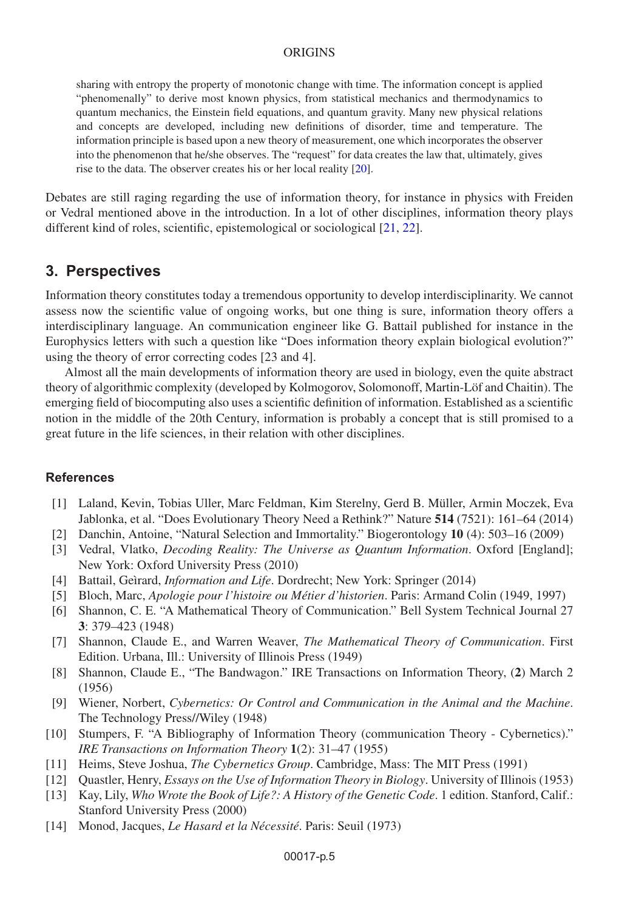sharing with entropy the property of monotonic change with time. The information concept is applied "phenomenally" to derive most known physics, from statistical mechanics and thermodynamics to quantum mechanics, the Einstein field equations, and quantum gravity. Many new physical relations and concepts are developed, including new definitions of disorder, time and temperature. The information principle is based upon a new theory of measurement, one which incorporates the observer into the phenomenon that he/she observes. The "request" for data creates the law that, ultimately, gives rise to the data. The observer creates his or her local reality [20].

Debates are still raging regarding the use of information theory, for instance in physics with Freiden or Vedral mentioned above in the introduction. In a lot of other disciplines, information theory plays different kind of roles, scientific, epistemological or sociological [21, 22].

## 3. Perspectives

Information theory constitutes today a tremendous opportunity to develop interdisciplinarity. We cannot assess now the scientific value of ongoing works, but one thing is sure, information theory offers a interdisciplinary language. An communication engineer like G. Battail published for instance in the Europhysics letters with such a question like "Does information theory explain biological evolution?" using the theory of error correcting codes [23 and 4].

Almost all the main developments of information theory are used in biology, even the quite abstract theory of algorithmic complexity (developed by Kolmogorov, Solomonoff, Martin-Löf and Chaitin). The emerging field of biocomputing also uses a scientific definition of information. Established as a scientific notion in the middle of the 20th Century, information is probably a concept that is still promised to a great future in the life sciences, in their relation with other disciplines.

### References

[1] Laland, Kevin, Tobias Uller, Marc Feldman, Kim Sterelny, Gerd B. Müller, Armin Moczek, Eva Jablonka, et al. "Does Evolutionary Theory Need a Rethink?" Nature **514** (7521): 161–64 (2014)

[2] Danchin, Antoine, "Natural Selection and Immortality." Biogerontology **10** (4): 503–16 (2009)

[3] Vedral, Vlatko, *Decoding Reality: The Universe as Quantum Information*. Oxford [England]; New York: Oxford University Press (2010)

[4] Battail, Geìrard, *Information and Life*. Dordrecht; New York: Springer (2014)

[5] Bloch, Marc, *Apologie pour l'histoire ou Métier d'historien*. Paris: Armand Colin (1949, 1997)

[6] Shannon, C. E. "A Mathematical Theory of Communication." Bell System Technical Journal 27 **3**: 379–423 (1948)

[7] Shannon, Claude E., and Warren Weaver, *The Mathematical Theory of Communication*. First Edition. Urbana, Ill.: University of Illinois Press (1949)

[8] Shannon, Claude E., "The Bandwagon." IRE Transactions on Information Theory, (**2**) March 2 (1956)

[9] Wiener, Norbert, *Cybernetics: Or Control and Communication in the Animal and the Machine*. The Technology Press//Wiley (1948)

[10] Stumpers, F. "A Bibliography of Information Theory (communication Theory - Cybernetics)." *IRE Transactions on Information Theory* **1**(2): 31–47 (1955)

[11] Heims, Steve Joshua, *The Cybernetics Group*. Cambridge, Mass: The MIT Press (1991)

[12] Quastler, Henry, *Essays on the Use of Information Theory in Biology*. University of Illinois (1953)

[13] Kay, Lily, *Who Wrote the Book of Life?: A History of the Genetic Code*. 1 edition. Stanford, Calif.: Stanford University Press (2000)

[14] Monod, Jacques, *Le Hasard et la Nécessité*. Paris: Seuil (1973)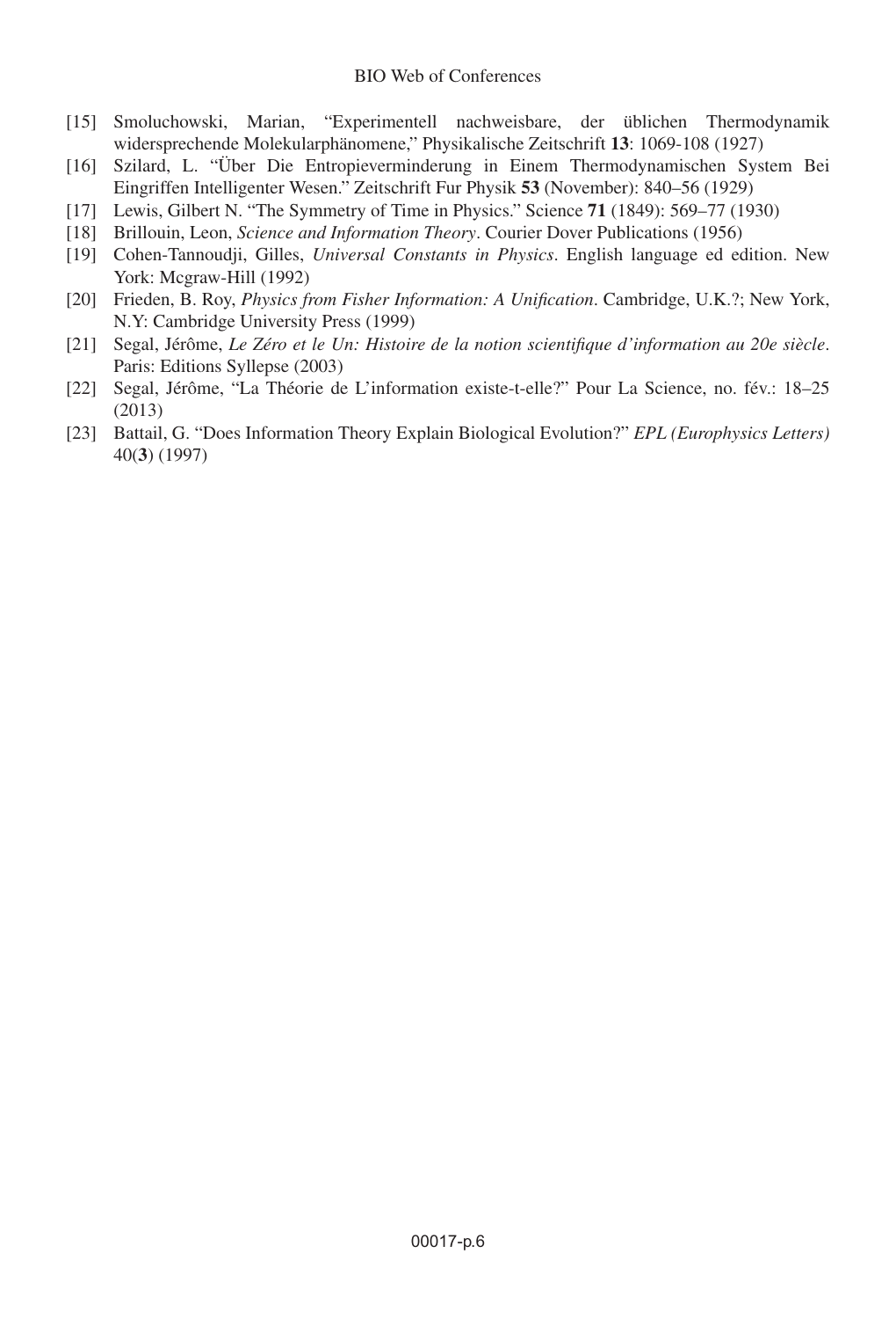[15] Smoluchowski, Marian, “Experimentell nachweisbare, der üblichen Thermodynamik widersprechende Molekularphänomene,” Physikalische Zeitschrift **13**: 1069-108 (1927)

[16] Szilard, L. “Über Die Entropieverminderung in Einem Thermodynamischen System Bei Eingriffen Intelligenter Wesen.” Zeitschrift Fur Physik **53** (November): 840–56 (1929)

[17] Lewis, Gilbert N. “The Symmetry of Time in Physics.” Science **71** (1849): 569–77 (1930)

[18] Brillouin, Leon, *Science and Information Theory*. Courier Dover Publications (1956)

[19] Cohen-Tannoudji, Gilles, *Universal Constants in Physics*. English language ed edition. New York: Mcgraw-Hill (1992)

[20] Frieden, B. Roy, *Physics from Fisher Information: A Unification*. Cambridge, U.K.?; New York, N.Y: Cambridge University Press (1999)

[21] Segal, Jérôme, *Le Zéro et le Un: Histoire de la notion scientifique d'information au 20e siècle*. Paris: Editions Syllepse (2003)

[22] Segal, Jérôme, “La Théorie de L'information existe-t-elle?” Pour La Science, no. fév.: 18–25 (2013)

[23] Battail, G. “Does Information Theory Explain Biological Evolution?” *EPL (Europhysics Letters)* 40(**3**) (1997)